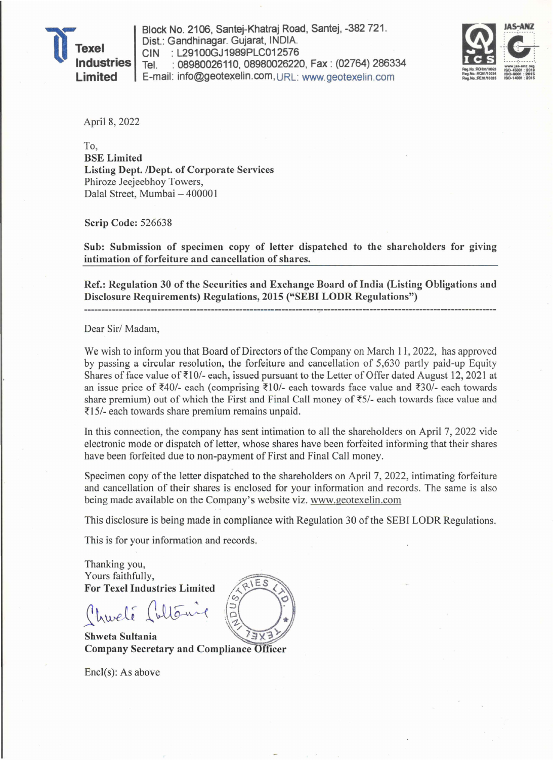**Texel Industries Limited**

Block No. 2106, Santej-Khatraj Road, Santej, -382 721.
Dist.: Gandhinagar. Gujarat, INDIA.
CIN : L29100GJ1989PLC012576
Tel. : 08980026110, 08980026220, Fax : (02764) 286334
E-mail: info@geotexelin.com, URL: www.geotexelin.com

April 8, 2022

To,
**BSE Limited**
**Listing Dept. /Dept. of Corporate Services**
Phiroze Jeejeebhoy Towers,
Dalal Street, Mumbai – 400001

**Scrip Code:** 526638

**Sub: Submission of specimen copy of letter dispatched to the shareholders for giving intimation of forfeiture and cancellation of shares.**

**Ref.: Regulation 30 of the Securities and Exchange Board of India (Listing Obligations and Disclosure Requirements) Regulations, 2015 ("SEBI LODR Regulations")**

Dear Sir/ Madam,

We wish to inform you that Board of Directors of the Company on March 11, 2022, has approved by passing a circular resolution, the forfeiture and cancellation of 5,630 partly paid-up Equity Shares of face value of ₹10/- each, issued pursuant to the Letter of Offer dated August 12, 2021 at an issue price of ₹40/- each (comprising ₹10/- each towards face value and ₹30/- each towards share premium) out of which the First and Final Call money of ₹5/- each towards face value and ₹15/- each towards share premium remains unpaid.

In this connection, the company has sent intimation to all the shareholders on April 7, 2022 vide electronic mode or dispatch of letter, whose shares have been forfeited informing that their shares have been forfeited due to non-payment of First and Final Call money.

Specimen copy of the letter dispatched to the shareholders on April 7, 2022, intimating forfeiture and cancellation of their shares is enclosed for your information and records. The same is also being made available on the Company's website viz. www.geotexelin.com

This disclosure is being made in compliance with Regulation 30 of the SEBI LODR Regulations.

This is for your information and records.

Thanking you,
Yours faithfully,
**For Texel Industries Limited**

**Shweta Sultania**
**Company Secretary and Compliance Officer**

Encl(s): As above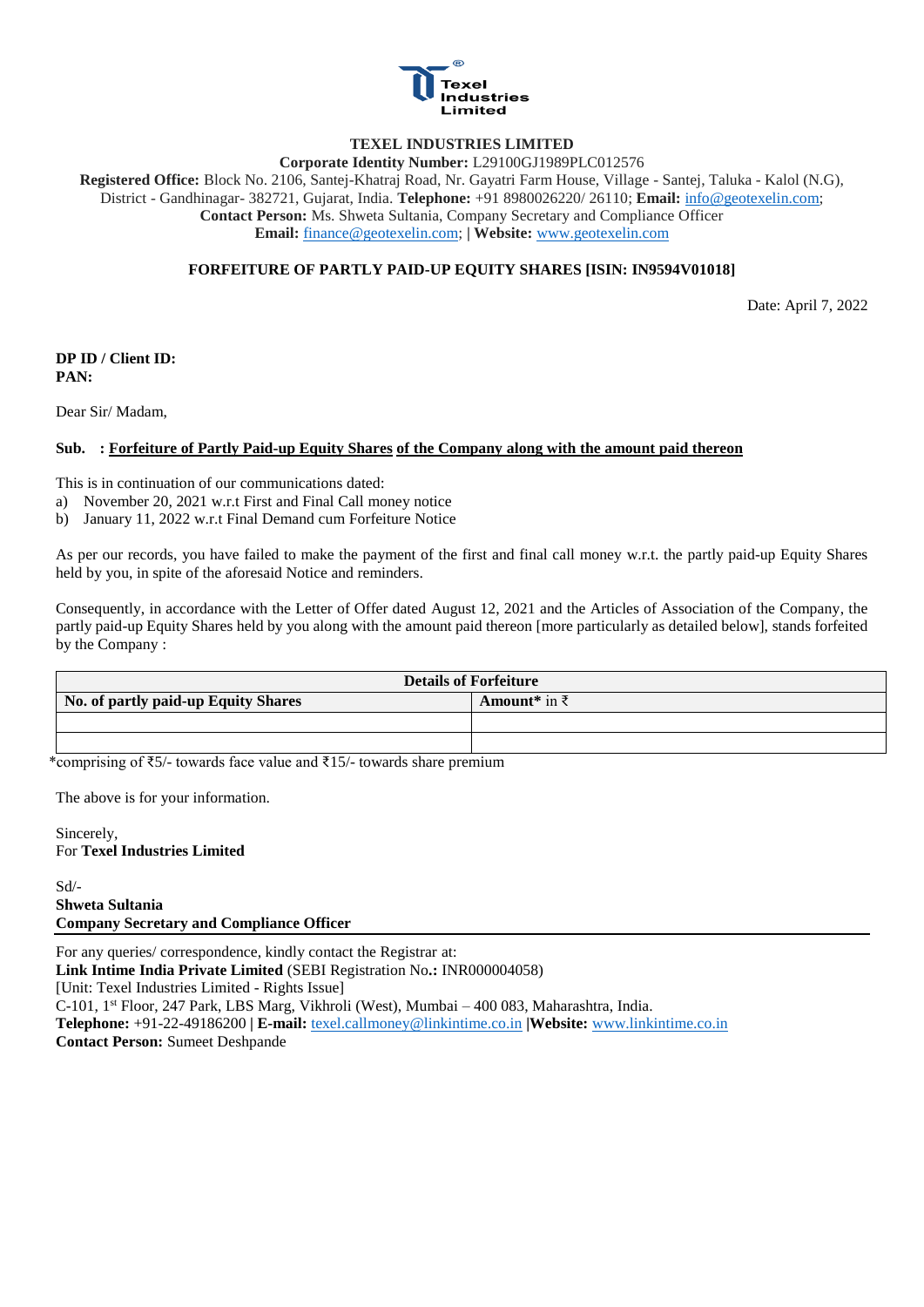Texel Industries Limited

**TEXEL INDUSTRIES LIMITED**

**Corporate Identity Number:** L29100GJ1989PLC012576

**Registered Office:** Block No. 2106, Santej-Khatraj Road, Nr. Gayatri Farm House, Village - Santej, Taluka - Kalol (N.G), District - Gandhinagar- 382721, Gujarat, India. **Telephone:** +91 8980026220/ 26110; **Email:** info@geotexelin.com;
**Contact Person:** Ms. Shweta Sultania, Company Secretary and Compliance Officer
**Email:** finance@geotexelin.com; **| Website:** www.geotexelin.com

**FORFEITURE OF PARTLY PAID-UP EQUITY SHARES [ISIN: IN9594V01018]**

Date: April 7, 2022

**DP ID / Client ID:**
**PAN:**

Dear Sir/ Madam,

**Sub. : Forfeiture of Partly Paid-up Equity Shares of the Company along with the amount paid thereon**

This is in continuation of our communications dated:

a) November 20, 2021 w.r.t First and Final Call money notice
b) January 11, 2022 w.r.t Final Demand cum Forfeiture Notice

As per our records, you have failed to make the payment of the first and final call money w.r.t. the partly paid-up Equity Shares held by you, in spite of the aforesaid Notice and reminders.

Consequently, in accordance with the Letter of Offer dated August 12, 2021 and the Articles of Association of the Company, the partly paid-up Equity Shares held by you along with the amount paid thereon [more particularly as detailed below], stands forfeited by the Company :

| Details of Forfeiture | |
|---|---|
| **No. of partly paid-up Equity Shares** | **Amount*** in ₹ |
| | |
| | |

*comprising of ₹5/- towards face value and ₹15/- towards share premium

The above is for your information.

Sincerely,
For **Texel Industries Limited**

Sd/-
**Shweta Sultania**
**Company Secretary and Compliance Officer**

For any queries/ correspondence, kindly contact the Registrar at:
**Link Intime India Private Limited** (SEBI Registration No**.:** INR000004058)
[Unit: Texel Industries Limited - Rights Issue]
C-101, 1st Floor, 247 Park, LBS Marg, Vikhroli (West), Mumbai – 400 083, Maharashtra, India.
**Telephone:** +91-22-49186200 **| E-mail:** texel.callmoney@linkintime.co.in **|Website:** www.linkintime.co.in
**Contact Person:** Sumeet Deshpande